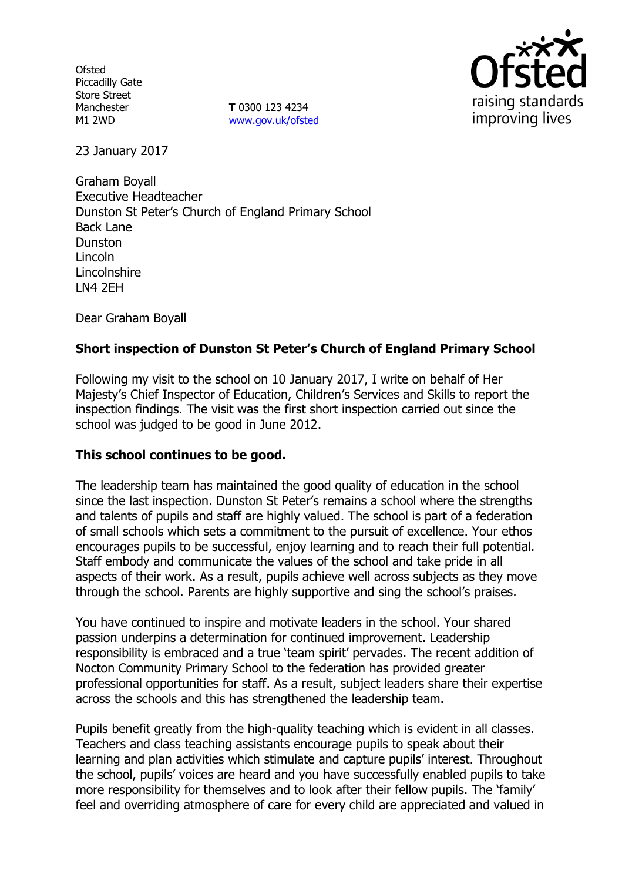Ofsted
Piccadilly Gate
Store Street
Manchester
M1 2WD

**T** 0300 123 4234
www.gov.uk/ofsted

23 January 2017

Graham Boyall
Executive Headteacher
Dunston St Peter's Church of England Primary School
Back Lane
Dunston
Lincoln
Lincolnshire
LN4 2EH

Dear Graham Boyall

**Short inspection of Dunston St Peter's Church of England Primary School**

Following my visit to the school on 10 January 2017, I write on behalf of Her Majesty's Chief Inspector of Education, Children's Services and Skills to report the inspection findings. The visit was the first short inspection carried out since the school was judged to be good in June 2012.

**This school continues to be good.**

The leadership team has maintained the good quality of education in the school since the last inspection. Dunston St Peter's remains a school where the strengths and talents of pupils and staff are highly valued. The school is part of a federation of small schools which sets a commitment to the pursuit of excellence. Your ethos encourages pupils to be successful, enjoy learning and to reach their full potential. Staff embody and communicate the values of the school and take pride in all aspects of their work. As a result, pupils achieve well across subjects as they move through the school. Parents are highly supportive and sing the school's praises.

You have continued to inspire and motivate leaders in the school. Your shared passion underpins a determination for continued improvement. Leadership responsibility is embraced and a true 'team spirit' pervades. The recent addition of Nocton Community Primary School to the federation has provided greater professional opportunities for staff. As a result, subject leaders share their expertise across the schools and this has strengthened the leadership team.

Pupils benefit greatly from the high-quality teaching which is evident in all classes. Teachers and class teaching assistants encourage pupils to speak about their learning and plan activities which stimulate and capture pupils' interest. Throughout the school, pupils' voices are heard and you have successfully enabled pupils to take more responsibility for themselves and to look after their fellow pupils. The 'family' feel and overriding atmosphere of care for every child are appreciated and valued in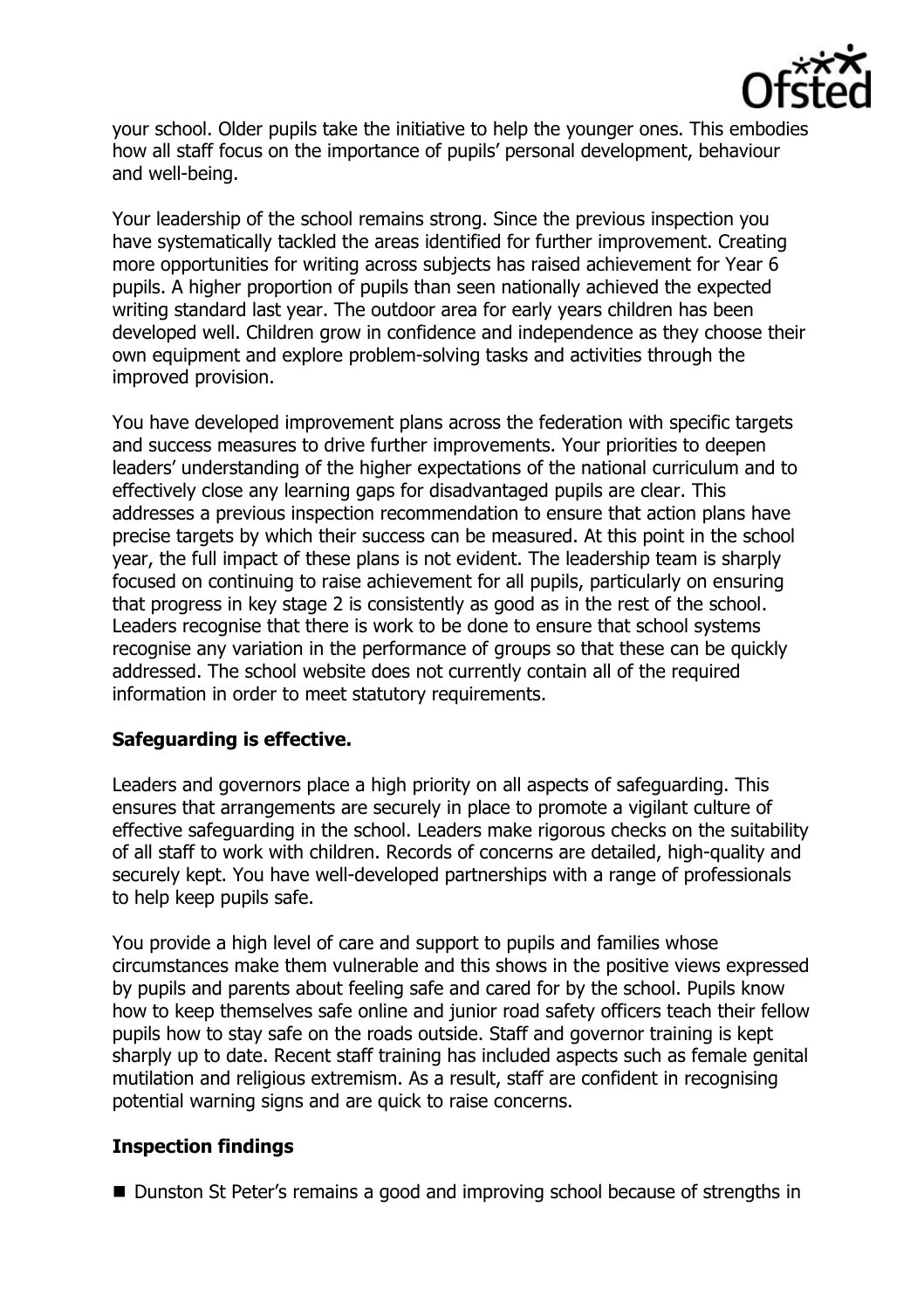your school. Older pupils take the initiative to help the younger ones. This embodies how all staff focus on the importance of pupils' personal development, behaviour and well-being.

Your leadership of the school remains strong. Since the previous inspection you have systematically tackled the areas identified for further improvement. Creating more opportunities for writing across subjects has raised achievement for Year 6 pupils. A higher proportion of pupils than seen nationally achieved the expected writing standard last year. The outdoor area for early years children has been developed well. Children grow in confidence and independence as they choose their own equipment and explore problem-solving tasks and activities through the improved provision.

You have developed improvement plans across the federation with specific targets and success measures to drive further improvements. Your priorities to deepen leaders' understanding of the higher expectations of the national curriculum and to effectively close any learning gaps for disadvantaged pupils are clear. This addresses a previous inspection recommendation to ensure that action plans have precise targets by which their success can be measured. At this point in the school year, the full impact of these plans is not evident. The leadership team is sharply focused on continuing to raise achievement for all pupils, particularly on ensuring that progress in key stage 2 is consistently as good as in the rest of the school. Leaders recognise that there is work to be done to ensure that school systems recognise any variation in the performance of groups so that these can be quickly addressed. The school website does not currently contain all of the required information in order to meet statutory requirements.

## Safeguarding is effective.

Leaders and governors place a high priority on all aspects of safeguarding. This ensures that arrangements are securely in place to promote a vigilant culture of effective safeguarding in the school. Leaders make rigorous checks on the suitability of all staff to work with children. Records of concerns are detailed, high-quality and securely kept. You have well-developed partnerships with a range of professionals to help keep pupils safe.

You provide a high level of care and support to pupils and families whose circumstances make them vulnerable and this shows in the positive views expressed by pupils and parents about feeling safe and cared for by the school. Pupils know how to keep themselves safe online and junior road safety officers teach their fellow pupils how to stay safe on the roads outside. Staff and governor training is kept sharply up to date. Recent staff training has included aspects such as female genital mutilation and religious extremism. As a result, staff are confident in recognising potential warning signs and are quick to raise concerns.

## Inspection findings

- Dunston St Peter's remains a good and improving school because of strengths in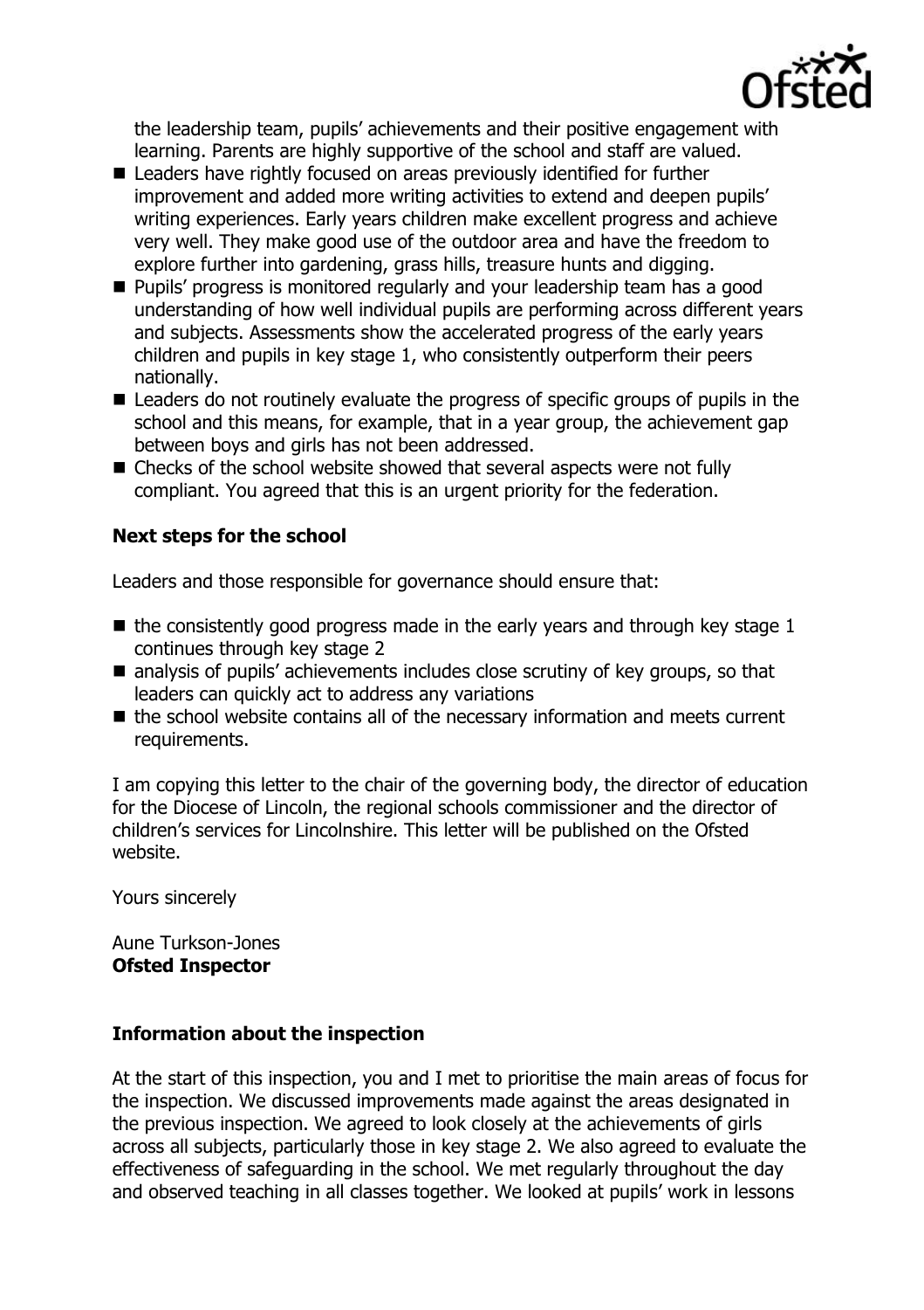the leadership team, pupils' achievements and their positive engagement with learning. Parents are highly supportive of the school and staff are valued.

- Leaders have rightly focused on areas previously identified for further improvement and added more writing activities to extend and deepen pupils' writing experiences. Early years children make excellent progress and achieve very well. They make good use of the outdoor area and have the freedom to explore further into gardening, grass hills, treasure hunts and digging.
- Pupils' progress is monitored regularly and your leadership team has a good understanding of how well individual pupils are performing across different years and subjects. Assessments show the accelerated progress of the early years children and pupils in key stage 1, who consistently outperform their peers nationally.
- Leaders do not routinely evaluate the progress of specific groups of pupils in the school and this means, for example, that in a year group, the achievement gap between boys and girls has not been addressed.
- Checks of the school website showed that several aspects were not fully compliant. You agreed that this is an urgent priority for the federation.

### Next steps for the school

Leaders and those responsible for governance should ensure that:

- the consistently good progress made in the early years and through key stage 1 continues through key stage 2
- analysis of pupils' achievements includes close scrutiny of key groups, so that leaders can quickly act to address any variations
- the school website contains all of the necessary information and meets current requirements.

I am copying this letter to the chair of the governing body, the director of education for the Diocese of Lincoln, the regional schools commissioner and the director of children's services for Lincolnshire. This letter will be published on the Ofsted website.

Yours sincerely

Aune Turkson-Jones
**Ofsted Inspector**

### Information about the inspection

At the start of this inspection, you and I met to prioritise the main areas of focus for the inspection. We discussed improvements made against the areas designated in the previous inspection. We agreed to look closely at the achievements of girls across all subjects, particularly those in key stage 2. We also agreed to evaluate the effectiveness of safeguarding in the school. We met regularly throughout the day and observed teaching in all classes together. We looked at pupils' work in lessons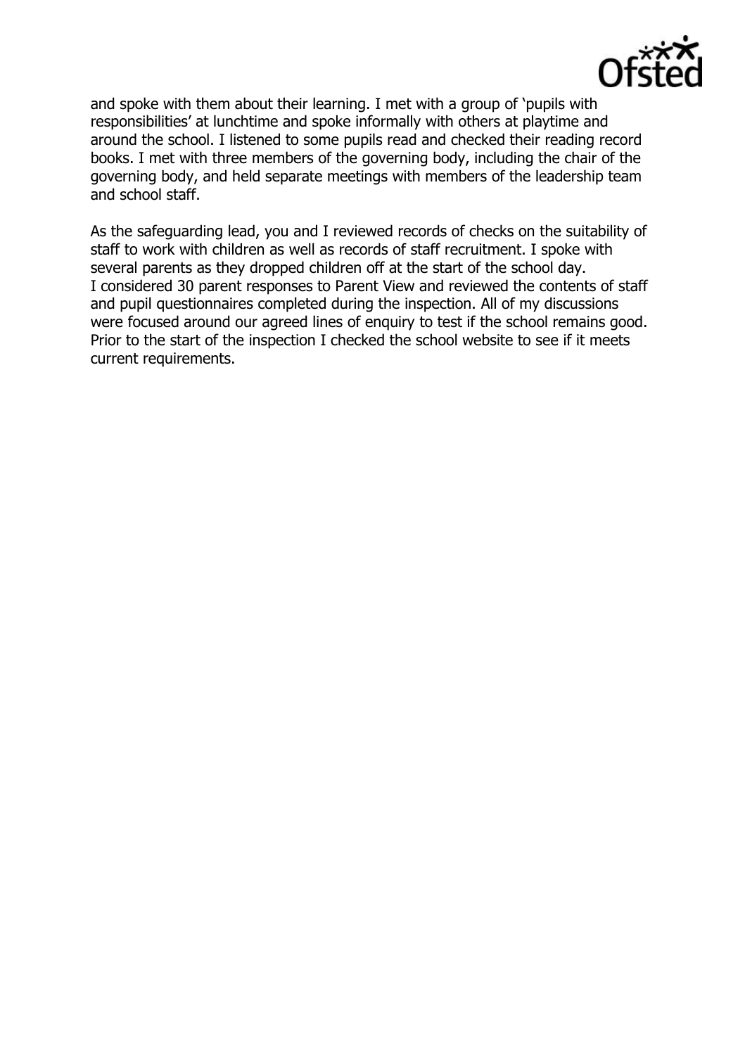and spoke with them about their learning. I met with a group of 'pupils with responsibilities' at lunchtime and spoke informally with others at playtime and around the school. I listened to some pupils read and checked their reading record books. I met with three members of the governing body, including the chair of the governing body, and held separate meetings with members of the leadership team and school staff.

As the safeguarding lead, you and I reviewed records of checks on the suitability of staff to work with children as well as records of staff recruitment. I spoke with several parents as they dropped children off at the start of the school day. I considered 30 parent responses to Parent View and reviewed the contents of staff and pupil questionnaires completed during the inspection. All of my discussions were focused around our agreed lines of enquiry to test if the school remains good. Prior to the start of the inspection I checked the school website to see if it meets current requirements.